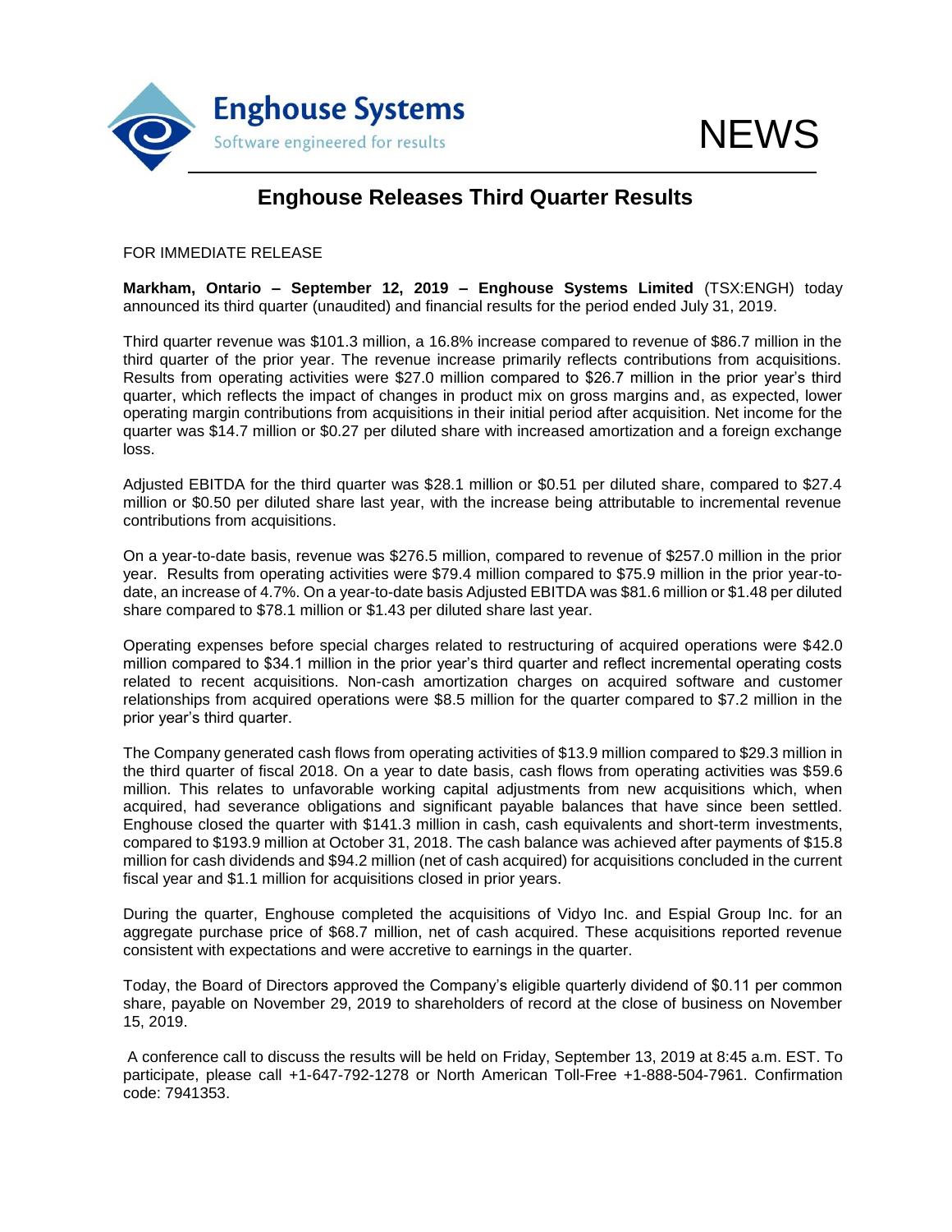Enghouse Systems

Software engineered for results

NEWS

# Enghouse Releases Third Quarter Results

FOR IMMEDIATE RELEASE

**Markham, Ontario – September 12, 2019 – Enghouse Systems Limited** (TSX:ENGH) today announced its third quarter (unaudited) and financial results for the period ended July 31, 2019.

Third quarter revenue was $101.3 million, a 16.8% increase compared to revenue of $86.7 million in the third quarter of the prior year. The revenue increase primarily reflects contributions from acquisitions. Results from operating activities were $27.0 million compared to $26.7 million in the prior year's third quarter, which reflects the impact of changes in product mix on gross margins and, as expected, lower operating margin contributions from acquisitions in their initial period after acquisition. Net income for the quarter was $14.7 million or $0.27 per diluted share with increased amortization and a foreign exchange loss.

Adjusted EBITDA for the third quarter was $28.1 million or $0.51 per diluted share, compared to $27.4 million or $0.50 per diluted share last year, with the increase being attributable to incremental revenue contributions from acquisitions.

On a year-to-date basis, revenue was $276.5 million, compared to revenue of $257.0 million in the prior year. Results from operating activities were $79.4 million compared to $75.9 million in the prior year-to-date, an increase of 4.7%. On a year-to-date basis Adjusted EBITDA was $81.6 million or $1.48 per diluted share compared to $78.1 million or $1.43 per diluted share last year.

Operating expenses before special charges related to restructuring of acquired operations were $42.0 million compared to $34.1 million in the prior year's third quarter and reflect incremental operating costs related to recent acquisitions. Non-cash amortization charges on acquired software and customer relationships from acquired operations were $8.5 million for the quarter compared to $7.2 million in the prior year's third quarter.

The Company generated cash flows from operating activities of $13.9 million compared to $29.3 million in the third quarter of fiscal 2018. On a year to date basis, cash flows from operating activities was $59.6 million. This relates to unfavorable working capital adjustments from new acquisitions which, when acquired, had severance obligations and significant payable balances that have since been settled. Enghouse closed the quarter with $141.3 million in cash, cash equivalents and short-term investments, compared to $193.9 million at October 31, 2018. The cash balance was achieved after payments of $15.8 million for cash dividends and $94.2 million (net of cash acquired) for acquisitions concluded in the current fiscal year and $1.1 million for acquisitions closed in prior years.

During the quarter, Enghouse completed the acquisitions of Vidyo Inc. and Espial Group Inc. for an aggregate purchase price of $68.7 million, net of cash acquired. These acquisitions reported revenue consistent with expectations and were accretive to earnings in the quarter.

Today, the Board of Directors approved the Company's eligible quarterly dividend of $0.11 per common share, payable on November 29, 2019 to shareholders of record at the close of business on November 15, 2019.

A conference call to discuss the results will be held on Friday, September 13, 2019 at 8:45 a.m. EST. To participate, please call +1-647-792-1278 or North American Toll-Free +1-888-504-7961. Confirmation code: 7941353.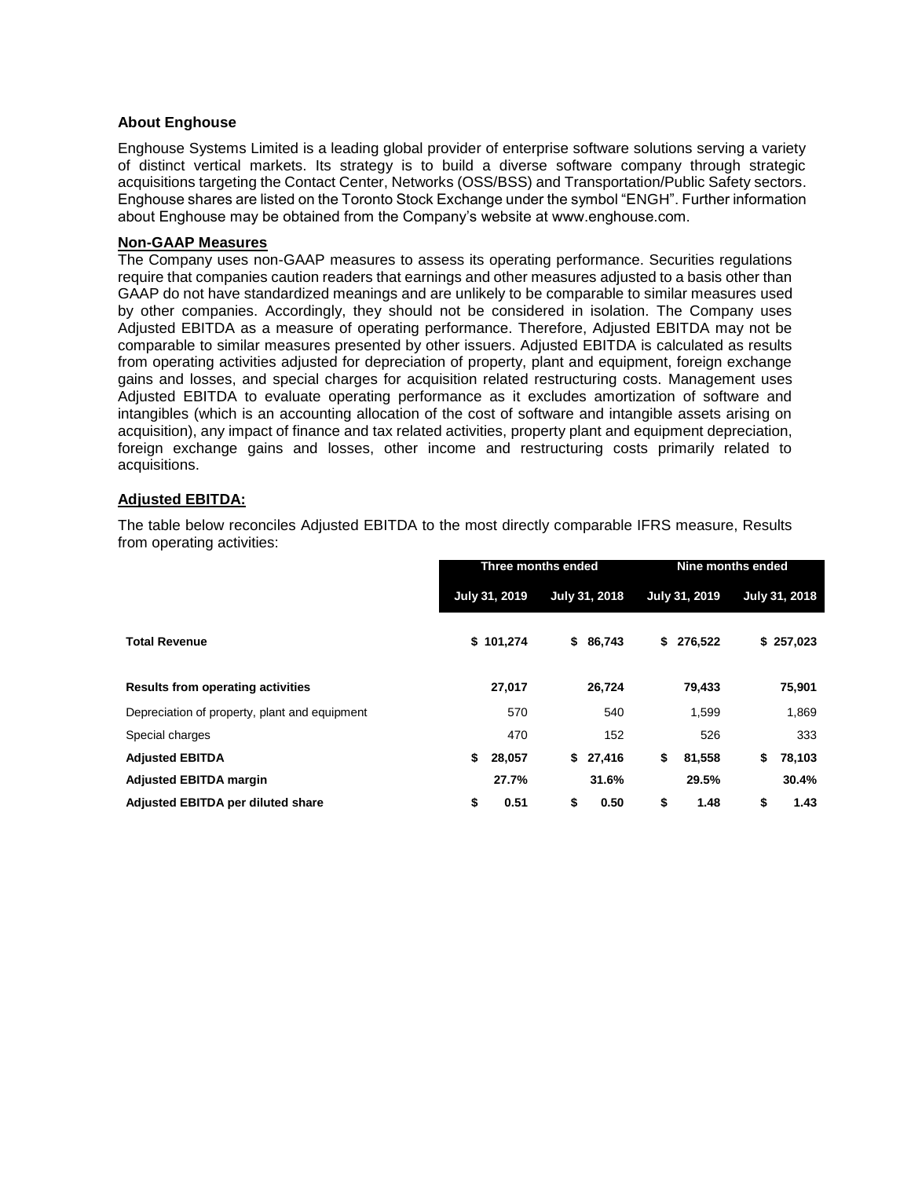### About Enghouse

Enghouse Systems Limited is a leading global provider of enterprise software solutions serving a variety of distinct vertical markets. Its strategy is to build a diverse software company through strategic acquisitions targeting the Contact Center, Networks (OSS/BSS) and Transportation/Public Safety sectors. Enghouse shares are listed on the Toronto Stock Exchange under the symbol "ENGH". Further information about Enghouse may be obtained from the Company's website at www.enghouse.com.

### Non-GAAP Measures

The Company uses non-GAAP measures to assess its operating performance. Securities regulations require that companies caution readers that earnings and other measures adjusted to a basis other than GAAP do not have standardized meanings and are unlikely to be comparable to similar measures used by other companies. Accordingly, they should not be considered in isolation. The Company uses Adjusted EBITDA as a measure of operating performance. Therefore, Adjusted EBITDA may not be comparable to similar measures presented by other issuers. Adjusted EBITDA is calculated as results from operating activities adjusted for depreciation of property, plant and equipment, foreign exchange gains and losses, and special charges for acquisition related restructuring costs. Management uses Adjusted EBITDA to evaluate operating performance as it excludes amortization of software and intangibles (which is an accounting allocation of the cost of software and intangible assets arising on acquisition), any impact of finance and tax related activities, property plant and equipment depreciation, foreign exchange gains and losses, other income and restructuring costs primarily related to acquisitions.

### Adjusted EBITDA:

The table below reconciles Adjusted EBITDA to the most directly comparable IFRS measure, Results from operating activities:

| | Three months ended | | Nine months ended | |
|---|---|---|---|---|
| | July 31, 2019 | July 31, 2018 | July 31, 2019 | July 31, 2018 |
| **Total Revenue** | **$ 101,274** | **$ 86,743** | **$ 276,522** | **$ 257,023** |
| **Results from operating activities** | **27,017** | **26,724** | **79,433** | **75,901** |
| Depreciation of property, plant and equipment | 570 | 540 | 1,599 | 1,869 |
| Special charges | 470 | 152 | 526 | 333 |
| **Adjusted EBITDA** | **$ 28,057** | **$ 27,416** | **$ 81,558** | **$ 78,103** |
| **Adjusted EBITDA margin** | **27.7%** | **31.6%** | **29.5%** | **30.4%** |
| **Adjusted EBITDA per diluted share** | **$ 0.51** | **$ 0.50** | **$ 1.48** | **$ 1.43** |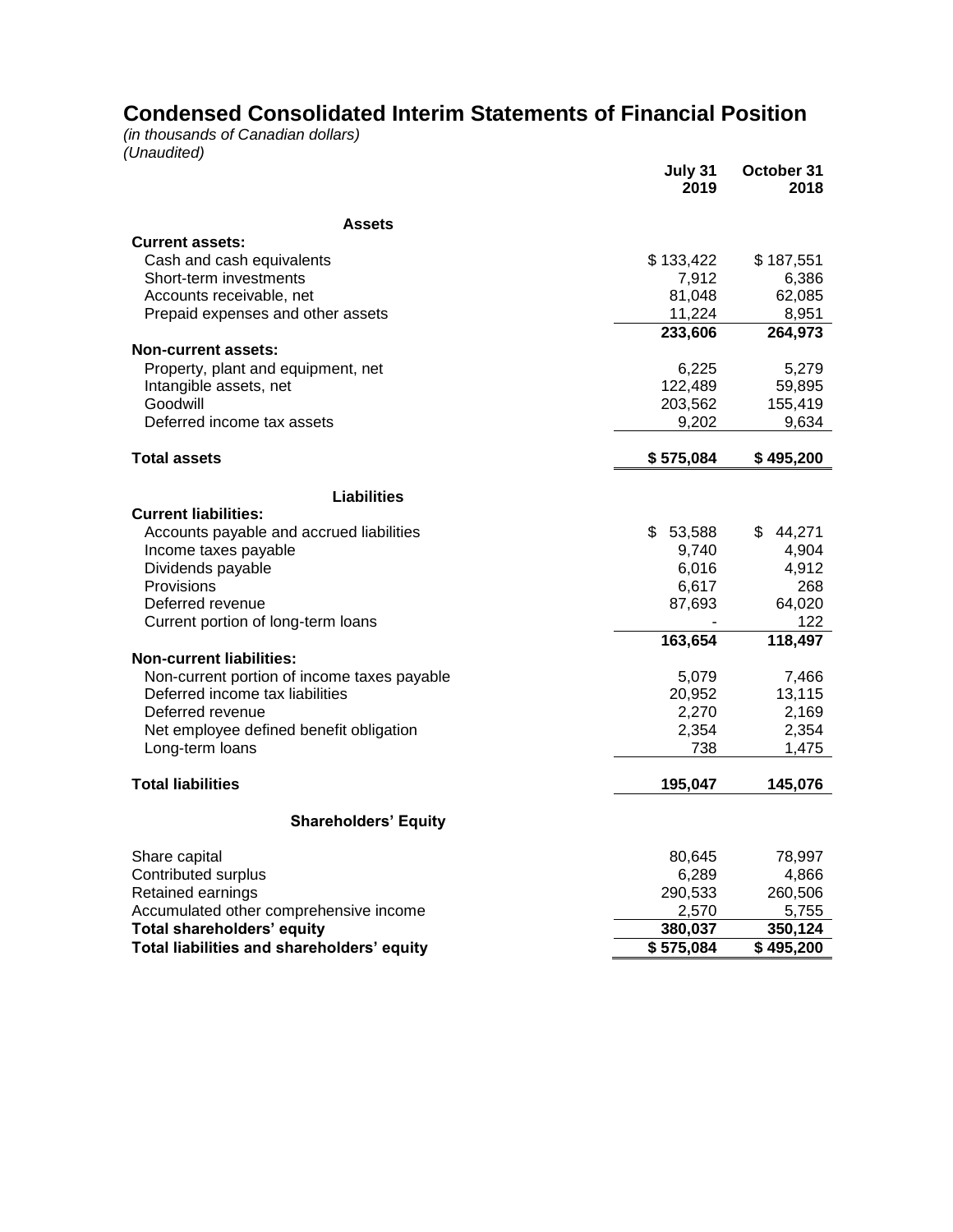# Condensed Consolidated Interim Statements of Financial Position

*(in thousands of Canadian dollars)*
*(Unaudited)*

| | July 31 2019 | October 31 2018 |
|---|---|---|
| **Assets** | | |
| **Current assets:** | | |
| Cash and cash equivalents | $ 133,422 | $ 187,551 |
| Short-term investments | 7,912 | 6,386 |
| Accounts receivable, net | 81,048 | 62,085 |
| Prepaid expenses and other assets | 11,224 | 8,951 |
| | **233,606** | **264,973** |
| **Non-current assets:** | | |
| Property, plant and equipment, net | 6,225 | 5,279 |
| Intangible assets, net | 122,489 | 59,895 |
| Goodwill | 203,562 | 155,419 |
| Deferred income tax assets | 9,202 | 9,634 |
| **Total assets** | **$ 575,084** | **$ 495,200** |
| **Liabilities** | | |
| **Current liabilities:** | | |
| Accounts payable and accrued liabilities | $ 53,588 | $ 44,271 |
| Income taxes payable | 9,740 | 4,904 |
| Dividends payable | 6,016 | 4,912 |
| Provisions | 6,617 | 268 |
| Deferred revenue | 87,693 | 64,020 |
| Current portion of long-term loans | - | 122 |
| | **163,654** | **118,497** |
| **Non-current liabilities:** | | |
| Non-current portion of income taxes payable | 5,079 | 7,466 |
| Deferred income tax liabilities | 20,952 | 13,115 |
| Deferred revenue | 2,270 | 2,169 |
| Net employee defined benefit obligation | 2,354 | 2,354 |
| Long-term loans | 738 | 1,475 |
| **Total liabilities** | **195,047** | **145,076** |
| **Shareholders' Equity** | | |
| Share capital | 80,645 | 78,997 |
| Contributed surplus | 6,289 | 4,866 |
| Retained earnings | 290,533 | 260,506 |
| Accumulated other comprehensive income | 2,570 | 5,755 |
| **Total shareholders' equity** | **380,037** | **350,124** |
| **Total liabilities and shareholders' equity** | **$ 575,084** | **$ 495,200** |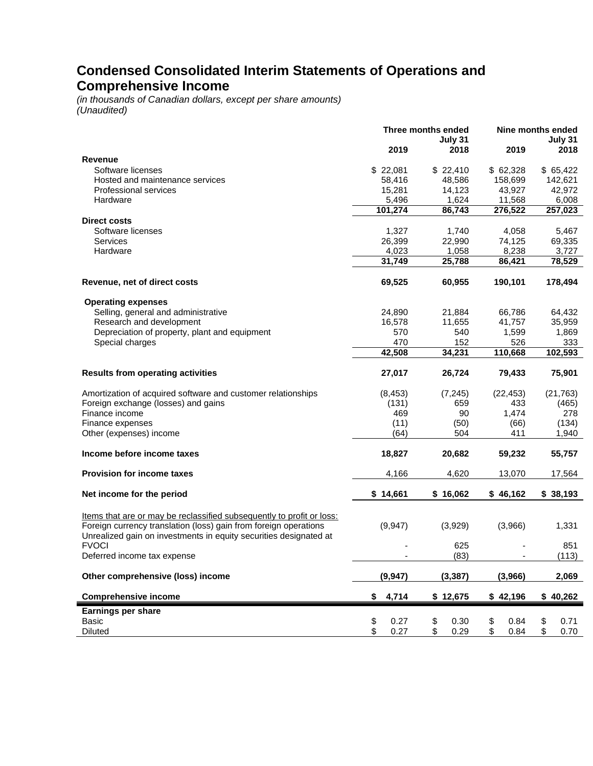# Condensed Consolidated Interim Statements of Operations and Comprehensive Income

*(in thousands of Canadian dollars, except per share amounts)*
*(Unaudited)*

| | Three months ended July 31 | | Nine months ended July 31 | |
|---|---|---|---|---|
| | 2019 | 2018 | 2019 | 2018 |
| **Revenue** | | | | |
| Software licenses | $ 22,081 | $ 22,410 | $ 62,328 | $ 65,422 |
| Hosted and maintenance services | 58,416 | 48,586 | 158,699 | 142,621 |
| Professional services | 15,281 | 14,123 | 43,927 | 42,972 |
| Hardware | 5,496 | 1,624 | 11,568 | 6,008 |
| | 101,274 | 86,743 | 276,522 | 257,023 |
| **Direct costs** | | | | |
| Software licenses | 1,327 | 1,740 | 4,058 | 5,467 |
| Services | 26,399 | 22,990 | 74,125 | 69,335 |
| Hardware | 4,023 | 1,058 | 8,238 | 3,727 |
| | 31,749 | 25,788 | 86,421 | 78,529 |
| **Revenue, net of direct costs** | **69,525** | **60,955** | **190,101** | **178,494** |
| **Operating expenses** | | | | |
| Selling, general and administrative | 24,890 | 21,884 | 66,786 | 64,432 |
| Research and development | 16,578 | 11,655 | 41,757 | 35,959 |
| Depreciation of property, plant and equipment | 570 | 540 | 1,599 | 1,869 |
| Special charges | 470 | 152 | 526 | 333 |
| | 42,508 | 34,231 | 110,668 | 102,593 |
| **Results from operating activities** | **27,017** | **26,724** | **79,433** | **75,901** |
| Amortization of acquired software and customer relationships | (8,453) | (7,245) | (22,453) | (21,763) |
| Foreign exchange (losses) and gains | (131) | 659 | 433 | (465) |
| Finance income | 469 | 90 | 1,474 | 278 |
| Finance expenses | (11) | (50) | (66) | (134) |
| Other (expenses) income | (64) | 504 | 411 | 1,940 |
| **Income before income taxes** | **18,827** | **20,682** | **59,232** | **55,757** |
| **Provision for income taxes** | 4,166 | 4,620 | 13,070 | 17,564 |
| **Net income for the period** | **$ 14,661** | **$ 16,062** | **$ 46,162** | **$ 38,193** |
| Items that are or may be reclassified subsequently to profit or loss: | | | | |
| Foreign currency translation (loss) gain from foreign operations | (9,947) | (3,929) | (3,966) | 1,331 |
| Unrealized gain on investments in equity securities designated at FVOCI | - | 625 | - | 851 |
| Deferred income tax expense | - | (83) | - | (113) |
| **Other comprehensive (loss) income** | **(9,947)** | **(3,387)** | **(3,966)** | **2,069** |
| **Comprehensive income** | **$ 4,714** | **$ 12,675** | **$ 42,196** | **$ 40,262** |
| **Earnings per share** | | | | |
| Basic | $ 0.27 | $ 0.30 | $ 0.84 | $ 0.71 |
| Diluted | $ 0.27 | $ 0.29 | $ 0.84 | $ 0.70 |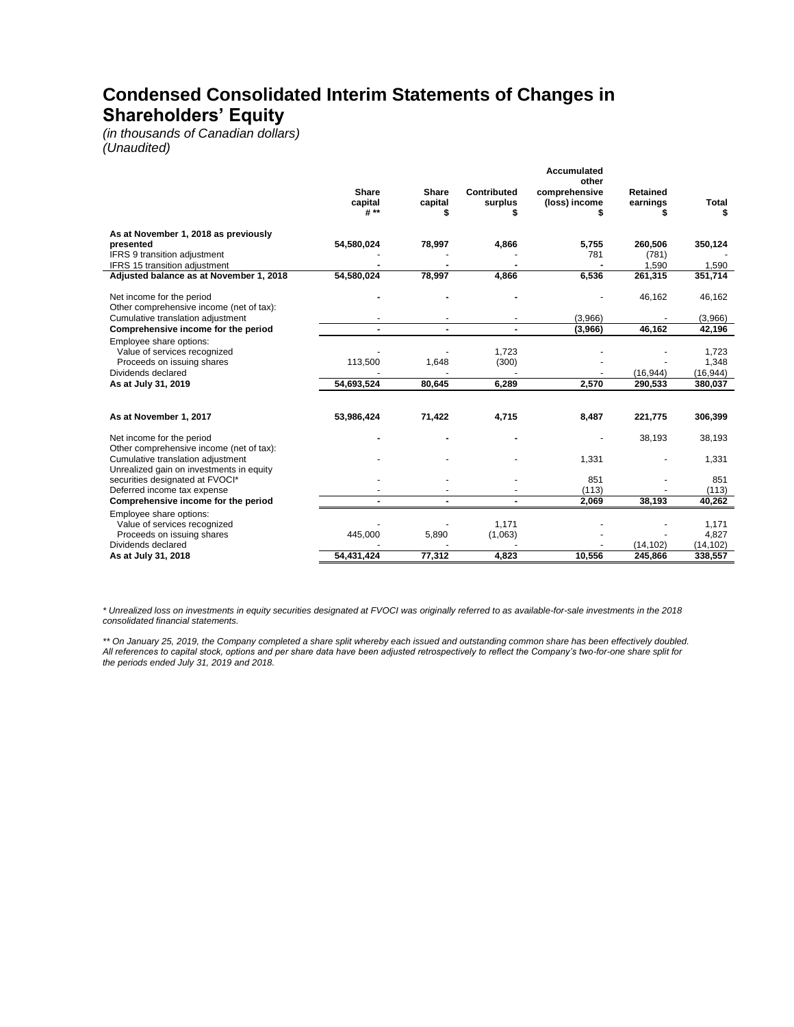# Condensed Consolidated Interim Statements of Changes in Shareholders' Equity

*(in thousands of Canadian dollars)*
*(Unaudited)*

| | Share capital # ** | Share capital $ | Contributed surplus $ | Accumulated other comprehensive (loss) income $ | Retained earnings $ | Total $ |
|---|---|---|---|---|---|---|
| **As at November 1, 2018 as previously presented** | **54,580,024** | **78,997** | **4,866** | **5,755** | **260,506** | **350,124** |
| IFRS 9 transition adjustment | - | - | - | 781 | (781) | - |
| IFRS 15 transition adjustment | - | - | - | - | 1,590 | 1,590 |
| **Adjusted balance as at November 1, 2018** | **54,580,024** | **78,997** | **4,866** | **6,536** | **261,315** | **351,714** |
| Net income for the period | - | - | - | - | 46,162 | 46,162 |
| Other comprehensive income (net of tax): | | | | | | |
| Cumulative translation adjustment | - | - | - | (3,966) | - | (3,966) |
| **Comprehensive income for the period** | **-** | **-** | **-** | **(3,966)** | **46,162** | **42,196** |
| Employee share options: | | | | | | |
| Value of services recognized | - | - | 1,723 | - | - | 1,723 |
| Proceeds on issuing shares | 113,500 | 1,648 | (300) | - | - | 1,348 |
| Dividends declared | - | - | - | - | (16,944) | (16,944) |
| **As at July 31, 2019** | **54,693,524** | **80,645** | **6,289** | **2,570** | **290,533** | **380,037** |
| | | | | | | |
| **As at November 1, 2017** | **53,986,424** | **71,422** | **4,715** | **8,487** | **221,775** | **306,399** |
| Net income for the period | - | - | - | - | 38,193 | 38,193 |
| Other comprehensive income (net of tax): | | | | | | |
| Cumulative translation adjustment | - | - | - | 1,331 | - | 1,331 |
| Unrealized gain on investments in equity securities designated at FVOCI* | - | - | - | 851 | - | 851 |
| Deferred income tax expense | - | - | - | (113) | - | (113) |
| **Comprehensive income for the period** | **-** | **-** | **-** | **2,069** | **38,193** | **40,262** |
| Employee share options: | | | | | | |
| Value of services recognized | - | - | 1,171 | - | - | 1,171 |
| Proceeds on issuing shares | 445,000 | 5,890 | (1,063) | - | - | 4,827 |
| Dividends declared | - | - | - | - | (14,102) | (14,102) |
| **As at July 31, 2018** | **54,431,424** | **77,312** | **4,823** | **10,556** | **245,866** | **338,557** |

*\* Unrealized loss on investments in equity securities designated at FVOCI was originally referred to as available-for-sale investments in the 2018 consolidated financial statements.*

*\*\* On January 25, 2019, the Company completed a share split whereby each issued and outstanding common share has been effectively doubled. All references to capital stock, options and per share data have been adjusted retrospectively to reflect the Company's two-for-one share split for the periods ended July 31, 2019 and 2018.*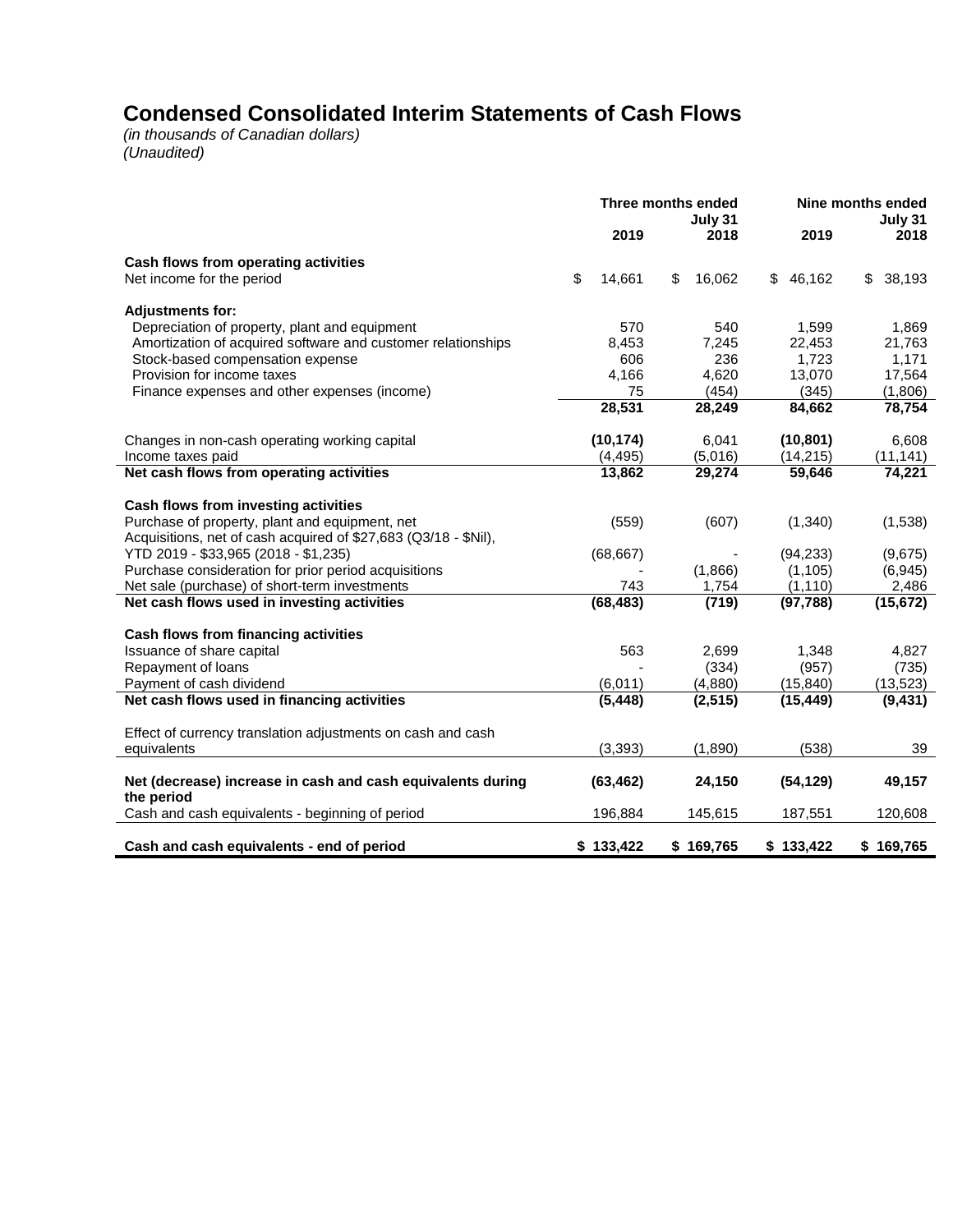# Condensed Consolidated Interim Statements of Cash Flows

*(in thousands of Canadian dollars)*
*(Unaudited)*

| | Three months ended July 31 | | Nine months ended July 31 | |
|---|---|---|---|---|
| | 2019 | 2018 | 2019 | 2018 |
| **Cash flows from operating activities** | | | | |
| Net income for the period | $ 14,661 | $ 16,062 | $ 46,162 | $ 38,193 |
| **Adjustments for:** | | | | |
| Depreciation of property, plant and equipment | 570 | 540 | 1,599 | 1,869 |
| Amortization of acquired software and customer relationships | 8,453 | 7,245 | 22,453 | 21,763 |
| Stock-based compensation expense | 606 | 236 | 1,723 | 1,171 |
| Provision for income taxes | 4,166 | 4,620 | 13,070 | 17,564 |
| Finance expenses and other expenses (income) | 75 | (454) | (345) | (1,806) |
| | **28,531** | **28,249** | **84,662** | **78,754** |
| Changes in non-cash operating working capital | **(10,174)** | 6,041 | **(10,801)** | 6,608 |
| Income taxes paid | (4,495) | (5,016) | (14,215) | (11,141) |
| **Net cash flows from operating activities** | **13,862** | **29,274** | **59,646** | **74,221** |
| **Cash flows from investing activities** | | | | |
| Purchase of property, plant and equipment, net | (559) | (607) | (1,340) | (1,538) |
| Acquisitions, net of cash acquired of $27,683 (Q3/18 - $Nil), YTD 2019 - $33,965 (2018 - $1,235) | (68,667) | - | (94,233) | (9,675) |
| Purchase consideration for prior period acquisitions | - | (1,866) | (1,105) | (6,945) |
| Net sale (purchase) of short-term investments | 743 | 1,754 | (1,110) | 2,486 |
| **Net cash flows used in investing activities** | **(68,483)** | **(719)** | **(97,788)** | **(15,672)** |
| **Cash flows from financing activities** | | | | |
| Issuance of share capital | 563 | 2,699 | 1,348 | 4,827 |
| Repayment of loans | - | (334) | (957) | (735) |
| Payment of cash dividend | (6,011) | (4,880) | (15,840) | (13,523) |
| **Net cash flows used in financing activities** | **(5,448)** | **(2,515)** | **(15,449)** | **(9,431)** |
| Effect of currency translation adjustments on cash and cash equivalents | (3,393) | (1,890) | (538) | 39 |
| **Net (decrease) increase in cash and cash equivalents during the period** | **(63,462)** | **24,150** | **(54,129)** | **49,157** |
| Cash and cash equivalents - beginning of period | 196,884 | 145,615 | 187,551 | 120,608 |
| **Cash and cash equivalents - end of period** | **$ 133,422** | **$ 169,765** | **$ 133,422** | **$ 169,765** |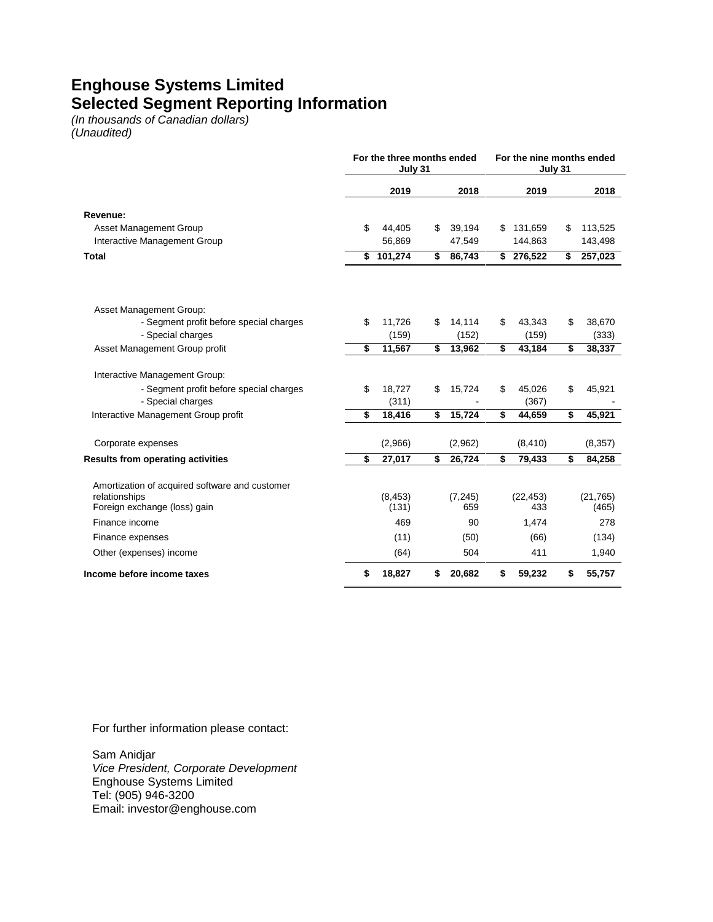# Enghouse Systems Limited
# Selected Segment Reporting Information

*(In thousands of Canadian dollars)*
*(Unaudited)*

| | For the three months ended July 31 | | For the nine months ended July 31 | |
|---|---|---|---|---|
| | 2019 | 2018 | 2019 | 2018 |
| **Revenue:** | | | | |
| Asset Management Group | $ 44,405 | $ 39,194 | $ 131,659 | $ 113,525 |
| Interactive Management Group | 56,869 | 47,549 | 144,863 | 143,498 |
| **Total** | **$ 101,274** | **$ 86,743** | **$ 276,522** | **$ 257,023** |
| | | | | |
| Asset Management Group: | | | | |
| - Segment profit before special charges | $ 11,726 | $ 14,114 | $ 43,343 | $ 38,670 |
| - Special charges | (159) | (152) | (159) | (333) |
| Asset Management Group profit | **$ 11,567** | **$ 13,962** | **$ 43,184** | **$ 38,337** |
| | | | | |
| Interactive Management Group: | | | | |
| - Segment profit before special charges | $ 18,727 | $ 15,724 | $ 45,026 | $ 45,921 |
| - Special charges | (311) | - | (367) | - |
| Interactive Management Group profit | **$ 18,416** | **$ 15,724** | **$ 44,659** | **$ 45,921** |
| | | | | |
| Corporate expenses | (2,966) | (2,962) | (8,410) | (8,357) |
| **Results from operating activities** | **$ 27,017** | **$ 26,724** | **$ 79,433** | **$ 84,258** |
| | | | | |
| Amortization of acquired software and customer relationships | (8,453) | (7,245) | (22,453) | (21,765) |
| Foreign exchange (loss) gain | (131) | 659 | 433 | (465) |
| Finance income | 469 | 90 | 1,474 | 278 |
| Finance expenses | (11) | (50) | (66) | (134) |
| Other (expenses) income | (64) | 504 | 411 | 1,940 |
| **Income before income taxes** | **$ 18,827** | **$ 20,682** | **$ 59,232** | **$ 55,757** |

For further information please contact:

Sam Anidjar
*Vice President, Corporate Development*
Enghouse Systems Limited
Tel: (905) 946-3200
Email: investor@enghouse.com